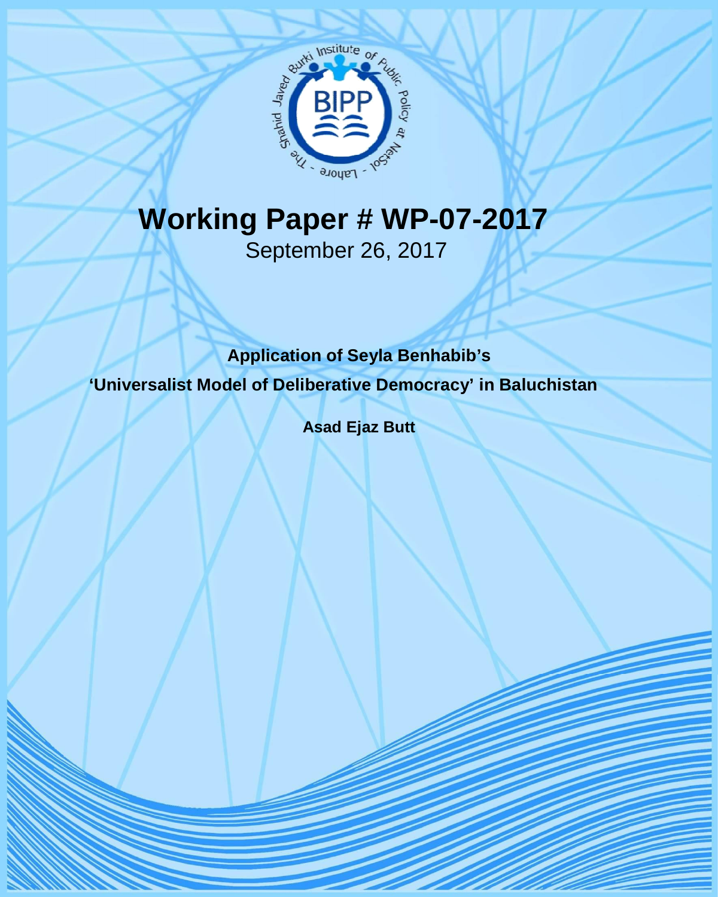# Working Paper # WP-07-2017

September 26, 2017

**Application of Seyla Benhabib's**

**'Universalist Model of Deliberative Democracy' in Baluchistan**

**Asad Ejaz Butt**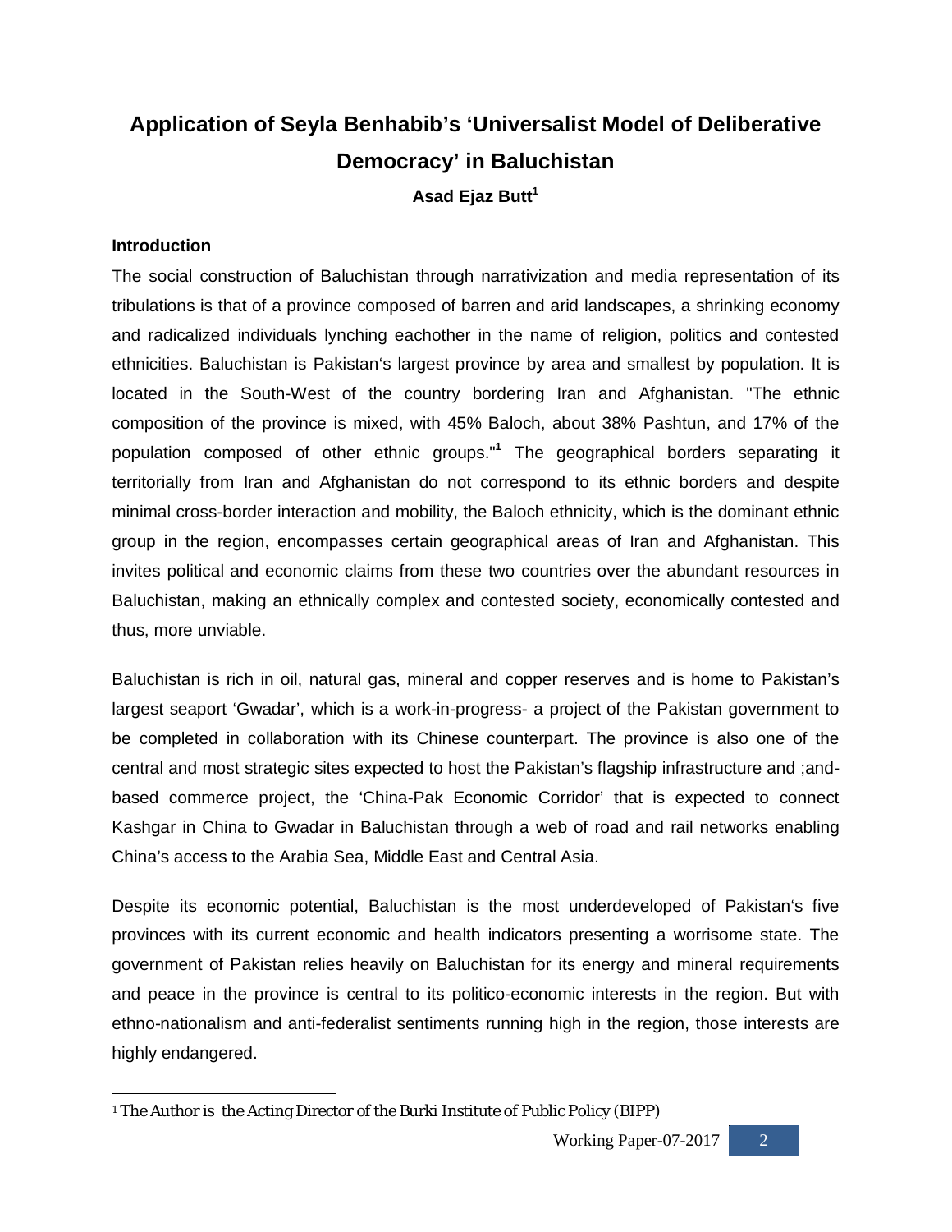# Application of Seyla Benhabib's 'Universalist Model of Deliberative Democracy' in Baluchistan

**Asad Ejaz Butt**[1]

### Introduction

The social construction of Baluchistan through narrativization and media representation of its tribulations is that of a province composed of barren and arid landscapes, a shrinking economy and radicalized individuals lynching eachother in the name of religion, politics and contested ethnicities. Baluchistan is Pakistan's largest province by area and smallest by population. It is located in the South-West of the country bordering Iran and Afghanistan. "The ethnic composition of the province is mixed, with 45% Baloch, about 38% Pashtun, and 17% of the population composed of other ethnic groups."[1] The geographical borders separating it territorially from Iran and Afghanistan do not correspond to its ethnic borders and despite minimal cross-border interaction and mobility, the Baloch ethnicity, which is the dominant ethnic group in the region, encompasses certain geographical areas of Iran and Afghanistan. This invites political and economic claims from these two countries over the abundant resources in Baluchistan, making an ethnically complex and contested society, economically contested and thus, more unviable.

Baluchistan is rich in oil, natural gas, mineral and copper reserves and is home to Pakistan's largest seaport 'Gwadar', which is a work-in-progress- a project of the Pakistan government to be completed in collaboration with its Chinese counterpart. The province is also one of the central and most strategic sites expected to host the Pakistan's flagship infrastructure and ;and-based commerce project, the 'China-Pak Economic Corridor' that is expected to connect Kashgar in China to Gwadar in Baluchistan through a web of road and rail networks enabling China's access to the Arabia Sea, Middle East and Central Asia.

Despite its economic potential, Baluchistan is the most underdeveloped of Pakistan's five provinces with its current economic and health indicators presenting a worrisome state. The government of Pakistan relies heavily on Baluchistan for its energy and mineral requirements and peace in the province is central to its politico-economic interests in the region. But with ethno-nationalism and anti-federalist sentiments running high in the region, those interests are highly endangered.

---

[1] The Author is the Acting Director of the Burki Institute of Public Policy (BIPP)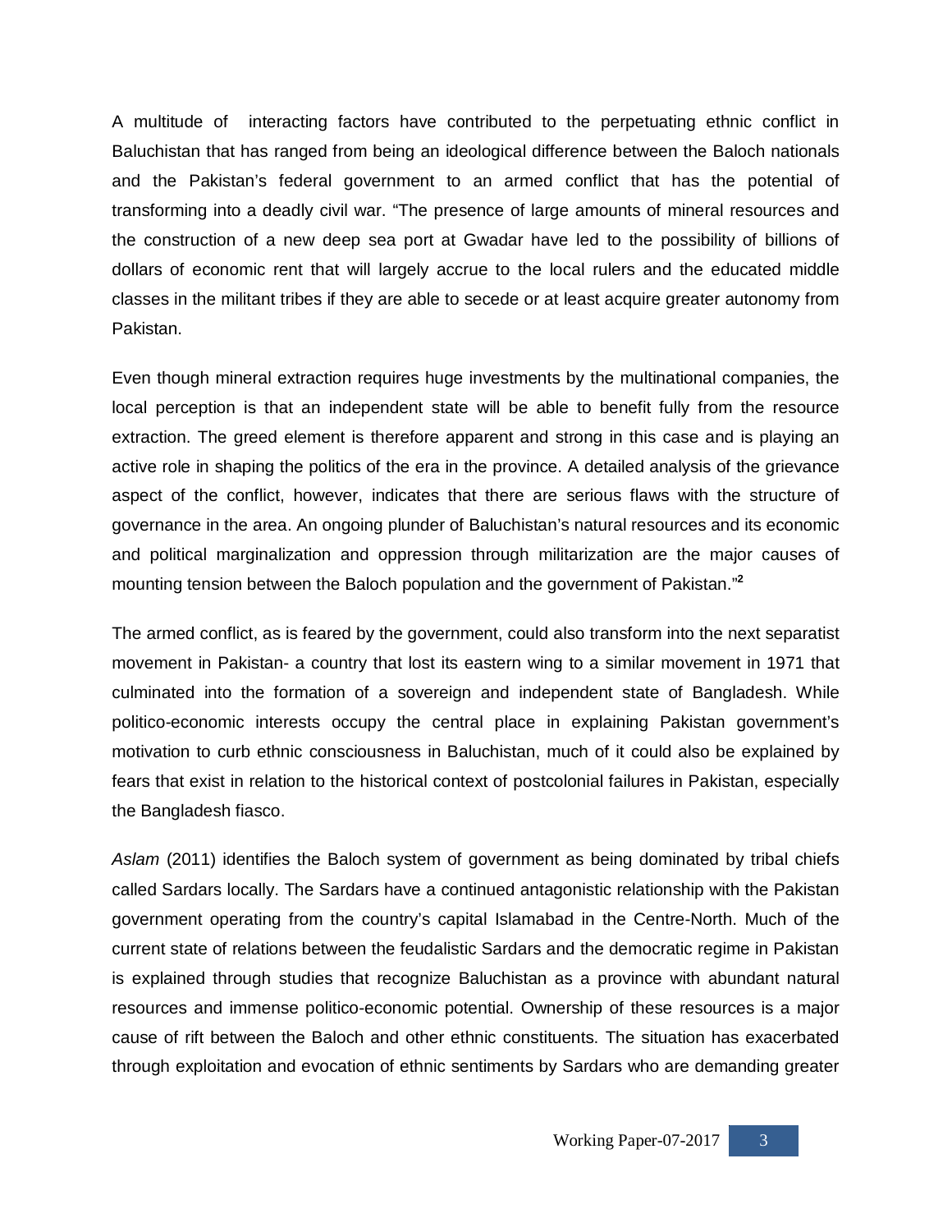A multitude of interacting factors have contributed to the perpetuating ethnic conflict in Baluchistan that has ranged from being an ideological difference between the Baloch nationals and the Pakistan's federal government to an armed conflict that has the potential of transforming into a deadly civil war. "The presence of large amounts of mineral resources and the construction of a new deep sea port at Gwadar have led to the possibility of billions of dollars of economic rent that will largely accrue to the local rulers and the educated middle classes in the militant tribes if they are able to secede or at least acquire greater autonomy from Pakistan.

Even though mineral extraction requires huge investments by the multinational companies, the local perception is that an independent state will be able to benefit fully from the resource extraction. The greed element is therefore apparent and strong in this case and is playing an active role in shaping the politics of the era in the province. A detailed analysis of the grievance aspect of the conflict, however, indicates that there are serious flaws with the structure of governance in the area. An ongoing plunder of Baluchistan's natural resources and its economic and political marginalization and oppression through militarization are the major causes of mounting tension between the Baloch population and the government of Pakistan."[2]

The armed conflict, as is feared by the government, could also transform into the next separatist movement in Pakistan- a country that lost its eastern wing to a similar movement in 1971 that culminated into the formation of a sovereign and independent state of Bangladesh. While politico-economic interests occupy the central place in explaining Pakistan government's motivation to curb ethnic consciousness in Baluchistan, much of it could also be explained by fears that exist in relation to the historical context of postcolonial failures in Pakistan, especially the Bangladesh fiasco.

*Aslam* (2011) identifies the Baloch system of government as being dominated by tribal chiefs called Sardars locally. The Sardars have a continued antagonistic relationship with the Pakistan government operating from the country's capital Islamabad in the Centre-North. Much of the current state of relations between the feudalistic Sardars and the democratic regime in Pakistan is explained through studies that recognize Baluchistan as a province with abundant natural resources and immense politico-economic potential. Ownership of these resources is a major cause of rift between the Baloch and other ethnic constituents. The situation has exacerbated through exploitation and evocation of ethnic sentiments by Sardars who are demanding greater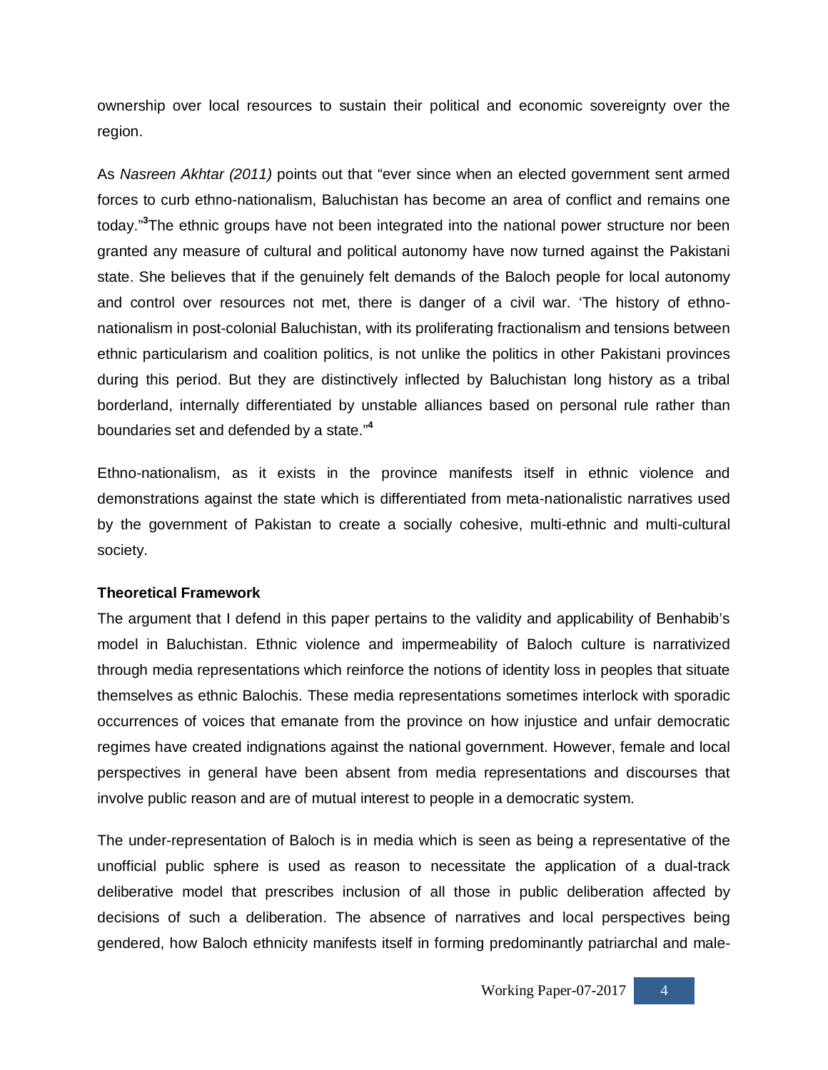ownership over local resources to sustain their political and economic sovereignty over the region.

As *Nasreen Akhtar (2011)* points out that "ever since when an elected government sent armed forces to curb ethno-nationalism, Baluchistan has become an area of conflict and remains one today."[3]The ethnic groups have not been integrated into the national power structure nor been granted any measure of cultural and political autonomy have now turned against the Pakistani state. She believes that if the genuinely felt demands of the Baloch people for local autonomy and control over resources not met, there is danger of a civil war. 'The history of ethno-nationalism in post-colonial Baluchistan, with its proliferating fractionalism and tensions between ethnic particularism and coalition politics, is not unlike the politics in other Pakistani provinces during this period. But they are distinctively inflected by Baluchistan long history as a tribal borderland, internally differentiated by unstable alliances based on personal rule rather than boundaries set and defended by a state."[4]

Ethno-nationalism, as it exists in the province manifests itself in ethnic violence and demonstrations against the state which is differentiated from meta-nationalistic narratives used by the government of Pakistan to create a socially cohesive, multi-ethnic and multi-cultural society.

**Theoretical Framework**

The argument that I defend in this paper pertains to the validity and applicability of Benhabib's model in Baluchistan. Ethnic violence and impermeability of Baloch culture is narrativized through media representations which reinforce the notions of identity loss in peoples that situate themselves as ethnic Balochis. These media representations sometimes interlock with sporadic occurrences of voices that emanate from the province on how injustice and unfair democratic regimes have created indignations against the national government. However, female and local perspectives in general have been absent from media representations and discourses that involve public reason and are of mutual interest to people in a democratic system.

The under-representation of Baloch is in media which is seen as being a representative of the unofficial public sphere is used as reason to necessitate the application of a dual-track deliberative model that prescribes inclusion of all those in public deliberation affected by decisions of such a deliberation. The absence of narratives and local perspectives being gendered, how Baloch ethnicity manifests itself in forming predominantly patriarchal and male-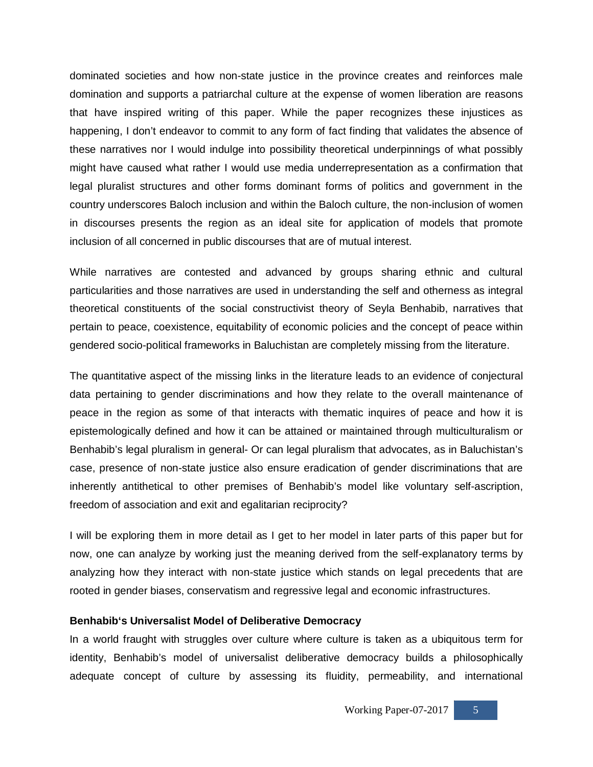dominated societies and how non-state justice in the province creates and reinforces male domination and supports a patriarchal culture at the expense of women liberation are reasons that have inspired writing of this paper. While the paper recognizes these injustices as happening, I don't endeavor to commit to any form of fact finding that validates the absence of these narratives nor I would indulge into possibility theoretical underpinnings of what possibly might have caused what rather I would use media underrepresentation as a confirmation that legal pluralist structures and other forms dominant forms of politics and government in the country underscores Baloch inclusion and within the Baloch culture, the non-inclusion of women in discourses presents the region as an ideal site for application of models that promote inclusion of all concerned in public discourses that are of mutual interest.

While narratives are contested and advanced by groups sharing ethnic and cultural particularities and those narratives are used in understanding the self and otherness as integral theoretical constituents of the social constructivist theory of Seyla Benhabib, narratives that pertain to peace, coexistence, equitability of economic policies and the concept of peace within gendered socio-political frameworks in Baluchistan are completely missing from the literature.

The quantitative aspect of the missing links in the literature leads to an evidence of conjectural data pertaining to gender discriminations and how they relate to the overall maintenance of peace in the region as some of that interacts with thematic inquires of peace and how it is epistemologically defined and how it can be attained or maintained through multiculturalism or Benhabib's legal pluralism in general- Or can legal pluralism that advocates, as in Baluchistan's case, presence of non-state justice also ensure eradication of gender discriminations that are inherently antithetical to other premises of Benhabib's model like voluntary self-ascription, freedom of association and exit and egalitarian reciprocity?

I will be exploring them in more detail as I get to her model in later parts of this paper but for now, one can analyze by working just the meaning derived from the self-explanatory terms by analyzing how they interact with non-state justice which stands on legal precedents that are rooted in gender biases, conservatism and regressive legal and economic infrastructures.

**Benhabib's Universalist Model of Deliberative Democracy**

In a world fraught with struggles over culture where culture is taken as a ubiquitous term for identity, Benhabib's model of universalist deliberative democracy builds a philosophically adequate concept of culture by assessing its fluidity, permeability, and international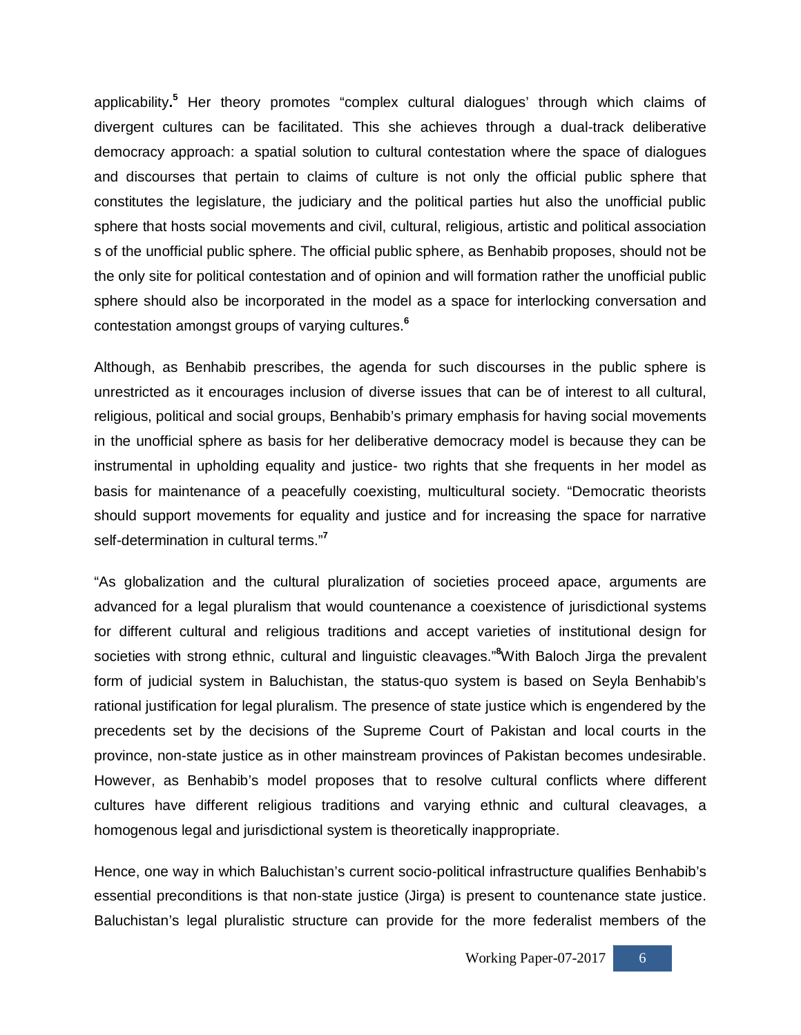applicability.[5] Her theory promotes "complex cultural dialogues' through which claims of divergent cultures can be facilitated. This she achieves through a dual-track deliberative democracy approach: a spatial solution to cultural contestation where the space of dialogues and discourses that pertain to claims of culture is not only the official public sphere that constitutes the legislature, the judiciary and the political parties hut also the unofficial public sphere that hosts social movements and civil, cultural, religious, artistic and political association s of the unofficial public sphere. The official public sphere, as Benhabib proposes, should not be the only site for political contestation and of opinion and will formation rather the unofficial public sphere should also be incorporated in the model as a space for interlocking conversation and contestation amongst groups of varying cultures.[6]

Although, as Benhabib prescribes, the agenda for such discourses in the public sphere is unrestricted as it encourages inclusion of diverse issues that can be of interest to all cultural, religious, political and social groups, Benhabib's primary emphasis for having social movements in the unofficial sphere as basis for her deliberative democracy model is because they can be instrumental in upholding equality and justice- two rights that she frequents in her model as basis for maintenance of a peacefully coexisting, multicultural society. "Democratic theorists should support movements for equality and justice and for increasing the space for narrative self-determination in cultural terms."[7]

"As globalization and the cultural pluralization of societies proceed apace, arguments are advanced for a legal pluralism that would countenance a coexistence of jurisdictional systems for different cultural and religious traditions and accept varieties of institutional design for societies with strong ethnic, cultural and linguistic cleavages."[8]With Baloch Jirga the prevalent form of judicial system in Baluchistan, the status-quo system is based on Seyla Benhabib's rational justification for legal pluralism. The presence of state justice which is engendered by the precedents set by the decisions of the Supreme Court of Pakistan and local courts in the province, non-state justice as in other mainstream provinces of Pakistan becomes undesirable. However, as Benhabib's model proposes that to resolve cultural conflicts where different cultures have different religious traditions and varying ethnic and cultural cleavages, a homogenous legal and jurisdictional system is theoretically inappropriate.

Hence, one way in which Baluchistan's current socio-political infrastructure qualifies Benhabib's essential preconditions is that non-state justice (Jirga) is present to countenance state justice. Baluchistan's legal pluralistic structure can provide for the more federalist members of the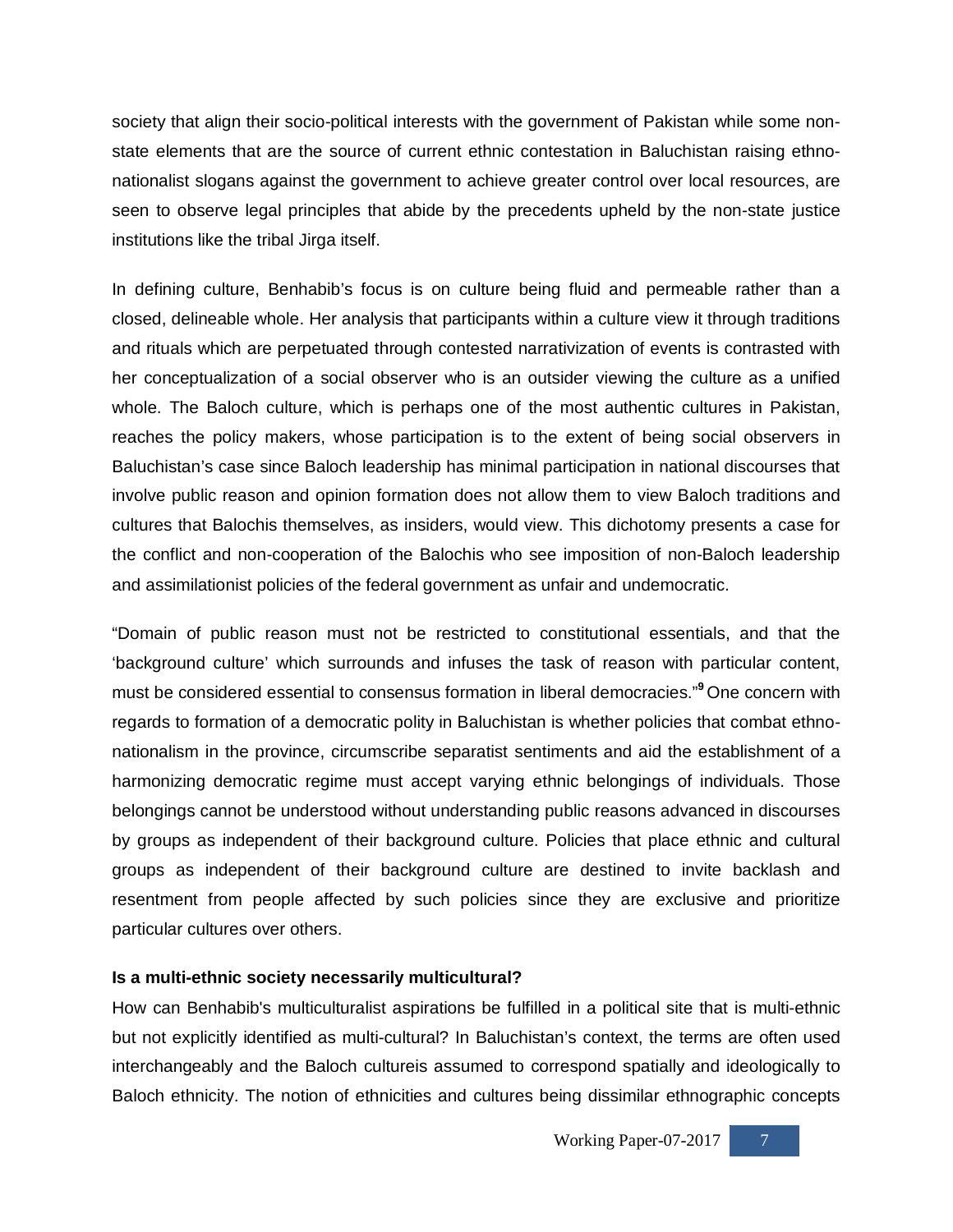society that align their socio-political interests with the government of Pakistan while some non-state elements that are the source of current ethnic contestation in Baluchistan raising ethno-nationalist slogans against the government to achieve greater control over local resources, are seen to observe legal principles that abide by the precedents upheld by the non-state justice institutions like the tribal Jirga itself.

In defining culture, Benhabib's focus is on culture being fluid and permeable rather than a closed, delineable whole. Her analysis that participants within a culture view it through traditions and rituals which are perpetuated through contested narrativization of events is contrasted with her conceptualization of a social observer who is an outsider viewing the culture as a unified whole. The Baloch culture, which is perhaps one of the most authentic cultures in Pakistan, reaches the policy makers, whose participation is to the extent of being social observers in Baluchistan's case since Baloch leadership has minimal participation in national discourses that involve public reason and opinion formation does not allow them to view Baloch traditions and cultures that Balochis themselves, as insiders, would view. This dichotomy presents a case for the conflict and non-cooperation of the Balochis who see imposition of non-Baloch leadership and assimilationist policies of the federal government as unfair and undemocratic.

"Domain of public reason must not be restricted to constitutional essentials, and that the 'background culture' which surrounds and infuses the task of reason with particular content, must be considered essential to consensus formation in liberal democracies."[9] One concern with regards to formation of a democratic polity in Baluchistan is whether policies that combat ethno-nationalism in the province, circumscribe separatist sentiments and aid the establishment of a harmonizing democratic regime must accept varying ethnic belongings of individuals. Those belongings cannot be understood without understanding public reasons advanced in discourses by groups as independent of their background culture. Policies that place ethnic and cultural groups as independent of their background culture are destined to invite backlash and resentment from people affected by such policies since they are exclusive and prioritize particular cultures over others.

**Is a multi-ethnic society necessarily multicultural?**

How can Benhabib's multiculturalist aspirations be fulfilled in a political site that is multi-ethnic but not explicitly identified as multi-cultural? In Baluchistan's context, the terms are often used interchangeably and the Baloch cultureis assumed to correspond spatially and ideologically to Baloch ethnicity. The notion of ethnicities and cultures being dissimilar ethnographic concepts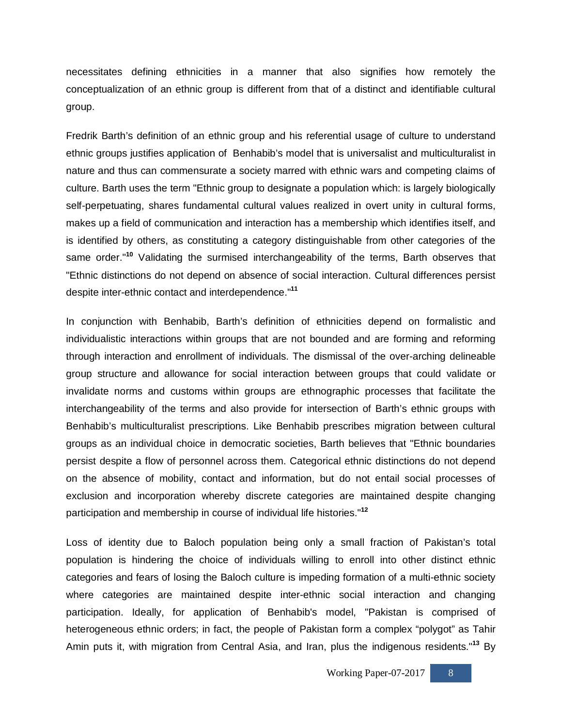necessitates defining ethnicities in a manner that also signifies how remotely the conceptualization of an ethnic group is different from that of a distinct and identifiable cultural group.

Fredrik Barth's definition of an ethnic group and his referential usage of culture to understand ethnic groups justifies application of Benhabib's model that is universalist and multiculturalist in nature and thus can commensurate a society marred with ethnic wars and competing claims of culture. Barth uses the term "Ethnic group to designate a population which: is largely biologically self-perpetuating, shares fundamental cultural values realized in overt unity in cultural forms, makes up a field of communication and interaction has a membership which identifies itself, and is identified by others, as constituting a category distinguishable from other categories of the same order."[10] Validating the surmised interchangeability of the terms, Barth observes that "Ethnic distinctions do not depend on absence of social interaction. Cultural differences persist despite inter-ethnic contact and interdependence."[11]

In conjunction with Benhabib, Barth's definition of ethnicities depend on formalistic and individualistic interactions within groups that are not bounded and are forming and reforming through interaction and enrollment of individuals. The dismissal of the over-arching delineable group structure and allowance for social interaction between groups that could validate or invalidate norms and customs within groups are ethnographic processes that facilitate the interchangeability of the terms and also provide for intersection of Barth's ethnic groups with Benhabib's multiculturalist prescriptions. Like Benhabib prescribes migration between cultural groups as an individual choice in democratic societies, Barth believes that "Ethnic boundaries persist despite a flow of personnel across them. Categorical ethnic distinctions do not depend on the absence of mobility, contact and information, but do not entail social processes of exclusion and incorporation whereby discrete categories are maintained despite changing participation and membership in course of individual life histories."[12]

Loss of identity due to Baloch population being only a small fraction of Pakistan's total population is hindering the choice of individuals willing to enroll into other distinct ethnic categories and fears of losing the Baloch culture is impeding formation of a multi-ethnic society where categories are maintained despite inter-ethnic social interaction and changing participation. Ideally, for application of Benhabib's model, "Pakistan is comprised of heterogeneous ethnic orders; in fact, the people of Pakistan form a complex "polygot" as Tahir Amin puts it, with migration from Central Asia, and Iran, plus the indigenous residents."[13] By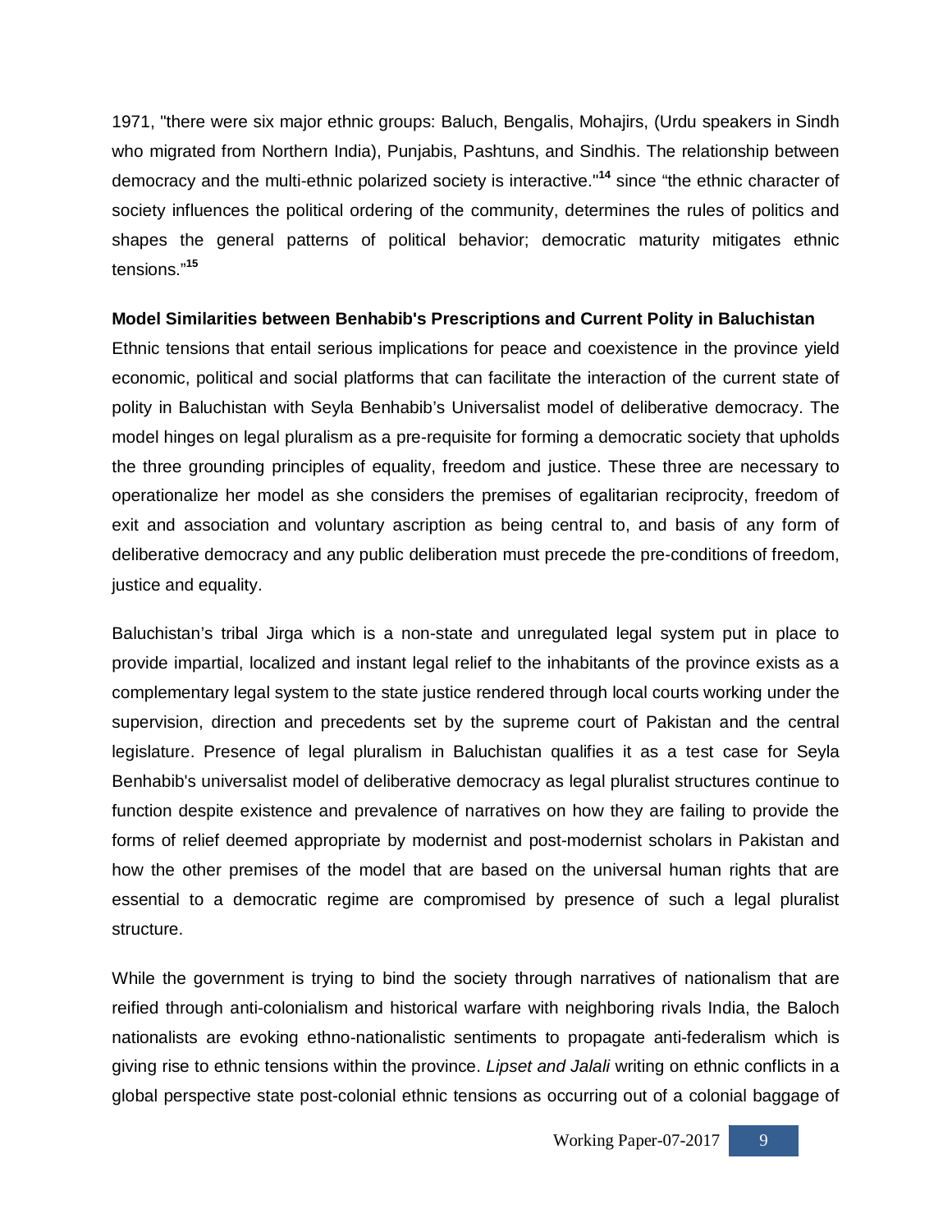1971, "there were six major ethnic groups: Baluch, Bengalis, Mohajirs, (Urdu speakers in Sindh who migrated from Northern India), Punjabis, Pashtuns, and Sindhis. The relationship between democracy and the multi-ethnic polarized society is interactive."[14] since "the ethnic character of society influences the political ordering of the community, determines the rules of politics and shapes the general patterns of political behavior; democratic maturity mitigates ethnic tensions."[15]

**Model Similarities between Benhabib's Prescriptions and Current Polity in Baluchistan**

Ethnic tensions that entail serious implications for peace and coexistence in the province yield economic, political and social platforms that can facilitate the interaction of the current state of polity in Baluchistan with Seyla Benhabib's Universalist model of deliberative democracy. The model hinges on legal pluralism as a pre-requisite for forming a democratic society that upholds the three grounding principles of equality, freedom and justice. These three are necessary to operationalize her model as she considers the premises of egalitarian reciprocity, freedom of exit and association and voluntary ascription as being central to, and basis of any form of deliberative democracy and any public deliberation must precede the pre-conditions of freedom, justice and equality.

Baluchistan's tribal Jirga which is a non-state and unregulated legal system put in place to provide impartial, localized and instant legal relief to the inhabitants of the province exists as a complementary legal system to the state justice rendered through local courts working under the supervision, direction and precedents set by the supreme court of Pakistan and the central legislature. Presence of legal pluralism in Baluchistan qualifies it as a test case for Seyla Benhabib's universalist model of deliberative democracy as legal pluralist structures continue to function despite existence and prevalence of narratives on how they are failing to provide the forms of relief deemed appropriate by modernist and post-modernist scholars in Pakistan and how the other premises of the model that are based on the universal human rights that are essential to a democratic regime are compromised by presence of such a legal pluralist structure.

While the government is trying to bind the society through narratives of nationalism that are reified through anti-colonialism and historical warfare with neighboring rivals India, the Baloch nationalists are evoking ethno-nationalistic sentiments to propagate anti-federalism which is giving rise to ethnic tensions within the province. *Lipset and Jalali* writing on ethnic conflicts in a global perspective state post-colonial ethnic tensions as occurring out of a colonial baggage of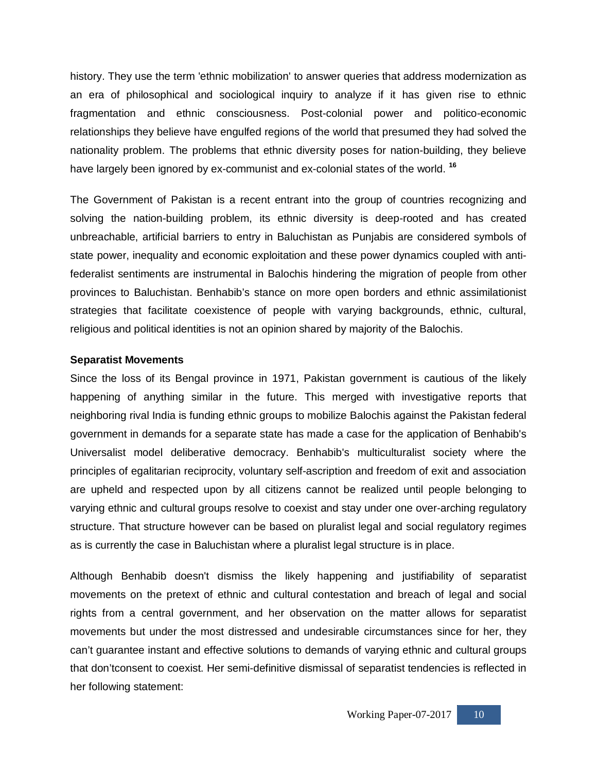history. They use the term 'ethnic mobilization' to answer queries that address modernization as an era of philosophical and sociological inquiry to analyze if it has given rise to ethnic fragmentation and ethnic consciousness. Post-colonial power and politico-economic relationships they believe have engulfed regions of the world that presumed they had solved the nationality problem. The problems that ethnic diversity poses for nation-building, they believe have largely been ignored by ex-communist and ex-colonial states of the world. [16]

The Government of Pakistan is a recent entrant into the group of countries recognizing and solving the nation-building problem, its ethnic diversity is deep-rooted and has created unbreachable, artificial barriers to entry in Baluchistan as Punjabis are considered symbols of state power, inequality and economic exploitation and these power dynamics coupled with anti-federalist sentiments are instrumental in Balochis hindering the migration of people from other provinces to Baluchistan. Benhabib's stance on more open borders and ethnic assimilationist strategies that facilitate coexistence of people with varying backgrounds, ethnic, cultural, religious and political identities is not an opinion shared by majority of the Balochis.

**Separatist Movements**

Since the loss of its Bengal province in 1971, Pakistan government is cautious of the likely happening of anything similar in the future. This merged with investigative reports that neighboring rival India is funding ethnic groups to mobilize Balochis against the Pakistan federal government in demands for a separate state has made a case for the application of Benhabib's Universalist model deliberative democracy. Benhabib's multiculturalist society where the principles of egalitarian reciprocity, voluntary self-ascription and freedom of exit and association are upheld and respected upon by all citizens cannot be realized until people belonging to varying ethnic and cultural groups resolve to coexist and stay under one over-arching regulatory structure. That structure however can be based on pluralist legal and social regulatory regimes as is currently the case in Baluchistan where a pluralist legal structure is in place.

Although Benhabib doesn't dismiss the likely happening and justifiability of separatist movements on the pretext of ethnic and cultural contestation and breach of legal and social rights from a central government, and her observation on the matter allows for separatist movements but under the most distressed and undesirable circumstances since for her, they can't guarantee instant and effective solutions to demands of varying ethnic and cultural groups that don'tconsent to coexist. Her semi-definitive dismissal of separatist tendencies is reflected in her following statement: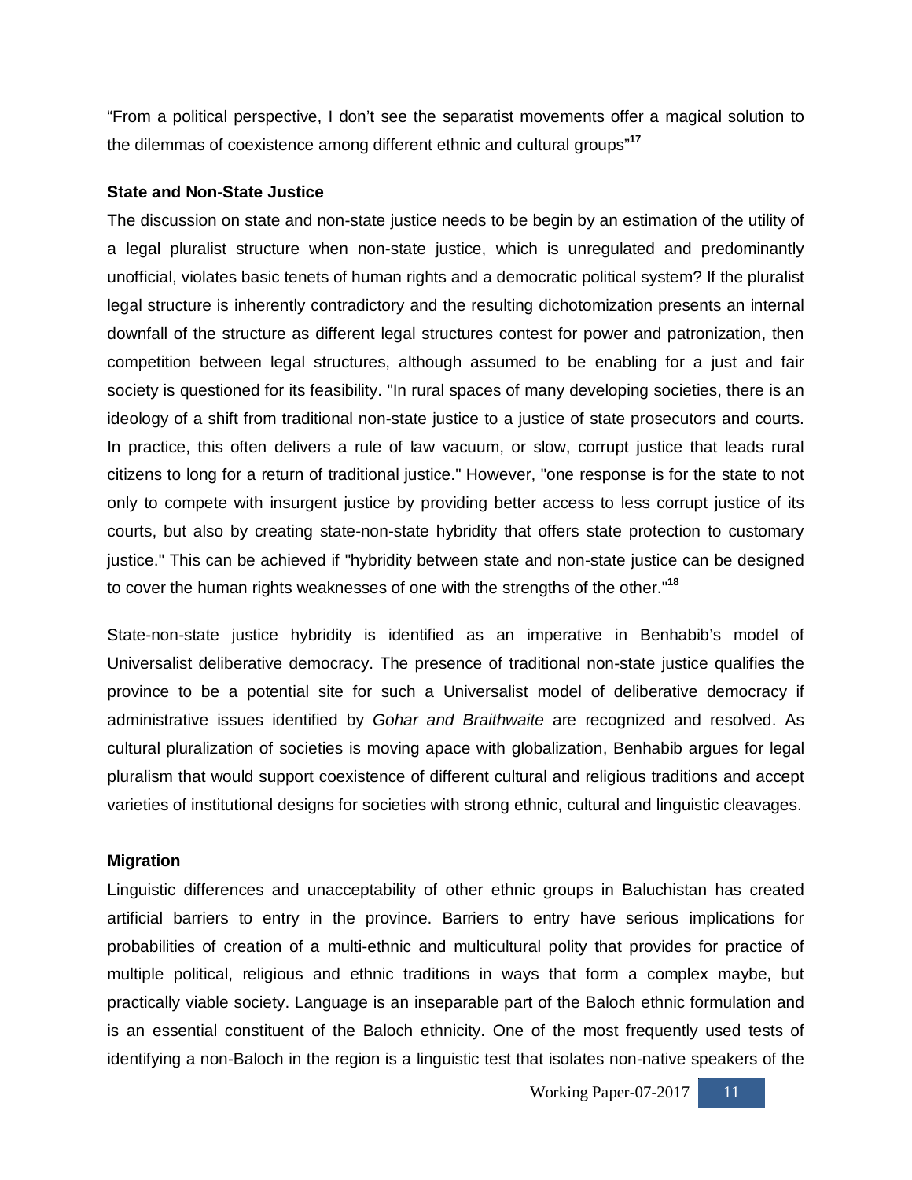"From a political perspective, I don't see the separatist movements offer a magical solution to the dilemmas of coexistence among different ethnic and cultural groups"[17]

**State and Non-State Justice**

The discussion on state and non-state justice needs to be begin by an estimation of the utility of a legal pluralist structure when non-state justice, which is unregulated and predominantly unofficial, violates basic tenets of human rights and a democratic political system? If the pluralist legal structure is inherently contradictory and the resulting dichotomization presents an internal downfall of the structure as different legal structures contest for power and patronization, then competition between legal structures, although assumed to be enabling for a just and fair society is questioned for its feasibility. "In rural spaces of many developing societies, there is an ideology of a shift from traditional non-state justice to a justice of state prosecutors and courts. In practice, this often delivers a rule of law vacuum, or slow, corrupt justice that leads rural citizens to long for a return of traditional justice." However, "one response is for the state to not only to compete with insurgent justice by providing better access to less corrupt justice of its courts, but also by creating state-non-state hybridity that offers state protection to customary justice." This can be achieved if "hybridity between state and non-state justice can be designed to cover the human rights weaknesses of one with the strengths of the other."[18]

State-non-state justice hybridity is identified as an imperative in Benhabib's model of Universalist deliberative democracy. The presence of traditional non-state justice qualifies the province to be a potential site for such a Universalist model of deliberative democracy if administrative issues identified by *Gohar and Braithwaite* are recognized and resolved. As cultural pluralization of societies is moving apace with globalization, Benhabib argues for legal pluralism that would support coexistence of different cultural and religious traditions and accept varieties of institutional designs for societies with strong ethnic, cultural and linguistic cleavages.

**Migration**

Linguistic differences and unacceptability of other ethnic groups in Baluchistan has created artificial barriers to entry in the province. Barriers to entry have serious implications for probabilities of creation of a multi-ethnic and multicultural polity that provides for practice of multiple political, religious and ethnic traditions in ways that form a complex maybe, but practically viable society. Language is an inseparable part of the Baloch ethnic formulation and is an essential constituent of the Baloch ethnicity. One of the most frequently used tests of identifying a non-Baloch in the region is a linguistic test that isolates non-native speakers of the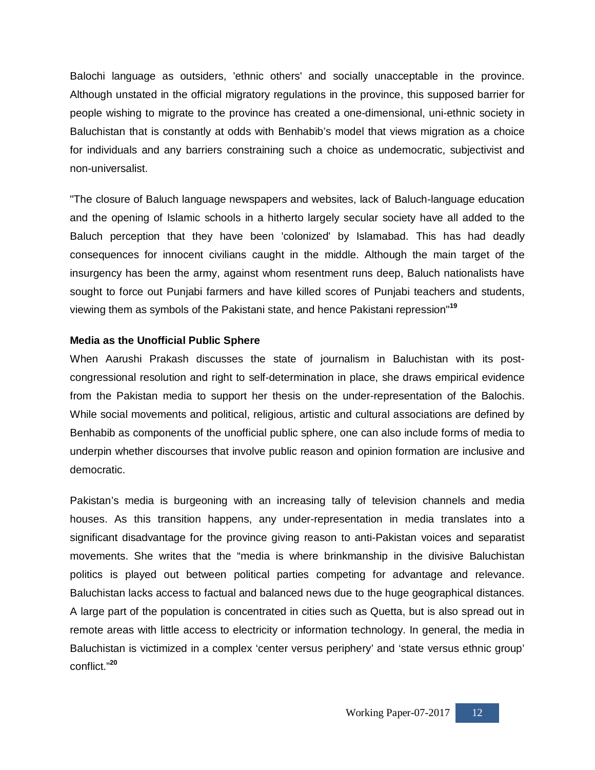Balochi language as outsiders, 'ethnic others' and socially unacceptable in the province. Although unstated in the official migratory regulations in the province, this supposed barrier for people wishing to migrate to the province has created a one-dimensional, uni-ethnic society in Baluchistan that is constantly at odds with Benhabib's model that views migration as a choice for individuals and any barriers constraining such a choice as undemocratic, subjectivist and non-universalist.

"The closure of Baluch language newspapers and websites, lack of Baluch-language education and the opening of Islamic schools in a hitherto largely secular society have all added to the Baluch perception that they have been 'colonized' by Islamabad. This has had deadly consequences for innocent civilians caught in the middle. Although the main target of the insurgency has been the army, against whom resentment runs deep, Baluch nationalists have sought to force out Punjabi farmers and have killed scores of Punjabi teachers and students, viewing them as symbols of the Pakistani state, and hence Pakistani repression"[19]

**Media as the Unofficial Public Sphere**

When Aarushi Prakash discusses the state of journalism in Baluchistan with its post-congressional resolution and right to self-determination in place, she draws empirical evidence from the Pakistan media to support her thesis on the under-representation of the Balochis. While social movements and political, religious, artistic and cultural associations are defined by Benhabib as components of the unofficial public sphere, one can also include forms of media to underpin whether discourses that involve public reason and opinion formation are inclusive and democratic.

Pakistan's media is burgeoning with an increasing tally of television channels and media houses. As this transition happens, any under-representation in media translates into a significant disadvantage for the province giving reason to anti-Pakistan voices and separatist movements. She writes that the "media is where brinkmanship in the divisive Baluchistan politics is played out between political parties competing for advantage and relevance. Baluchistan lacks access to factual and balanced news due to the huge geographical distances. A large part of the population is concentrated in cities such as Quetta, but is also spread out in remote areas with little access to electricity or information technology. In general, the media in Baluchistan is victimized in a complex 'center versus periphery' and 'state versus ethnic group' conflict."[20]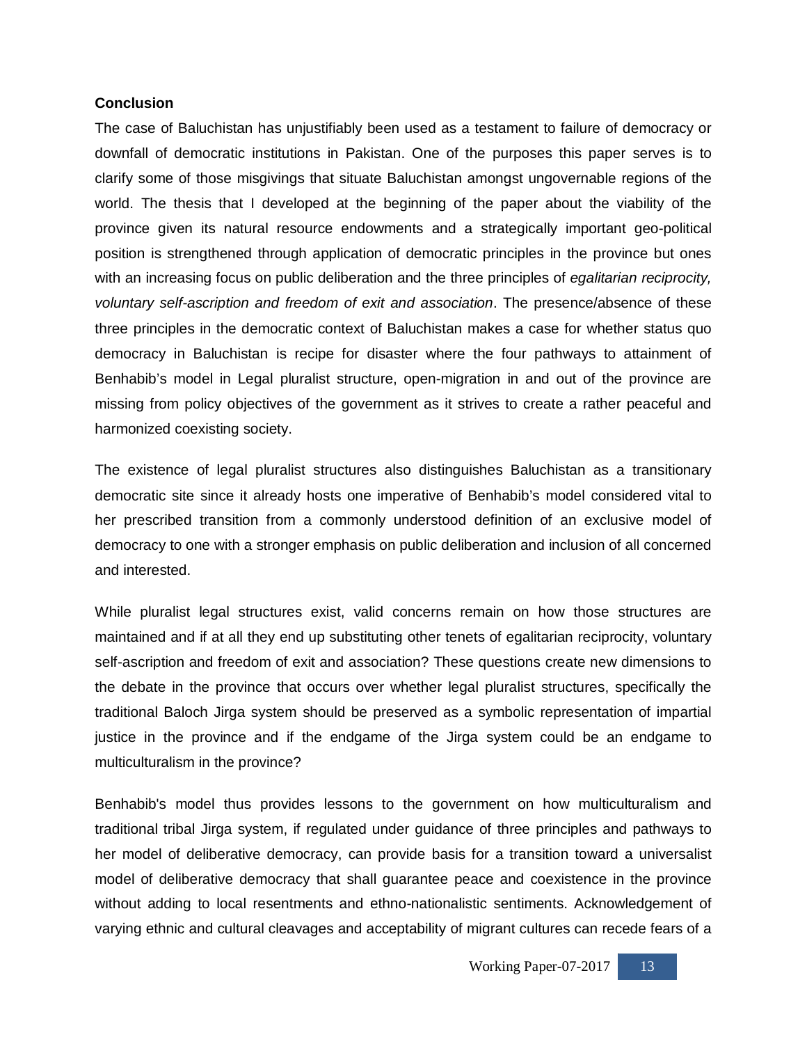**Conclusion**

The case of Baluchistan has unjustifiably been used as a testament to failure of democracy or downfall of democratic institutions in Pakistan. One of the purposes this paper serves is to clarify some of those misgivings that situate Baluchistan amongst ungovernable regions of the world. The thesis that I developed at the beginning of the paper about the viability of the province given its natural resource endowments and a strategically important geo-political position is strengthened through application of democratic principles in the province but ones with an increasing focus on public deliberation and the three principles of *egalitarian reciprocity, voluntary self-ascription and freedom of exit and association*. The presence/absence of these three principles in the democratic context of Baluchistan makes a case for whether status quo democracy in Baluchistan is recipe for disaster where the four pathways to attainment of Benhabib's model in Legal pluralist structure, open-migration in and out of the province are missing from policy objectives of the government as it strives to create a rather peaceful and harmonized coexisting society.

The existence of legal pluralist structures also distinguishes Baluchistan as a transitionary democratic site since it already hosts one imperative of Benhabib's model considered vital to her prescribed transition from a commonly understood definition of an exclusive model of democracy to one with a stronger emphasis on public deliberation and inclusion of all concerned and interested.

While pluralist legal structures exist, valid concerns remain on how those structures are maintained and if at all they end up substituting other tenets of egalitarian reciprocity, voluntary self-ascription and freedom of exit and association? These questions create new dimensions to the debate in the province that occurs over whether legal pluralist structures, specifically the traditional Baloch Jirga system should be preserved as a symbolic representation of impartial justice in the province and if the endgame of the Jirga system could be an endgame to multiculturalism in the province?

Benhabib's model thus provides lessons to the government on how multiculturalism and traditional tribal Jirga system, if regulated under guidance of three principles and pathways to her model of deliberative democracy, can provide basis for a transition toward a universalist model of deliberative democracy that shall guarantee peace and coexistence in the province without adding to local resentments and ethno-nationalistic sentiments. Acknowledgement of varying ethnic and cultural cleavages and acceptability of migrant cultures can recede fears of a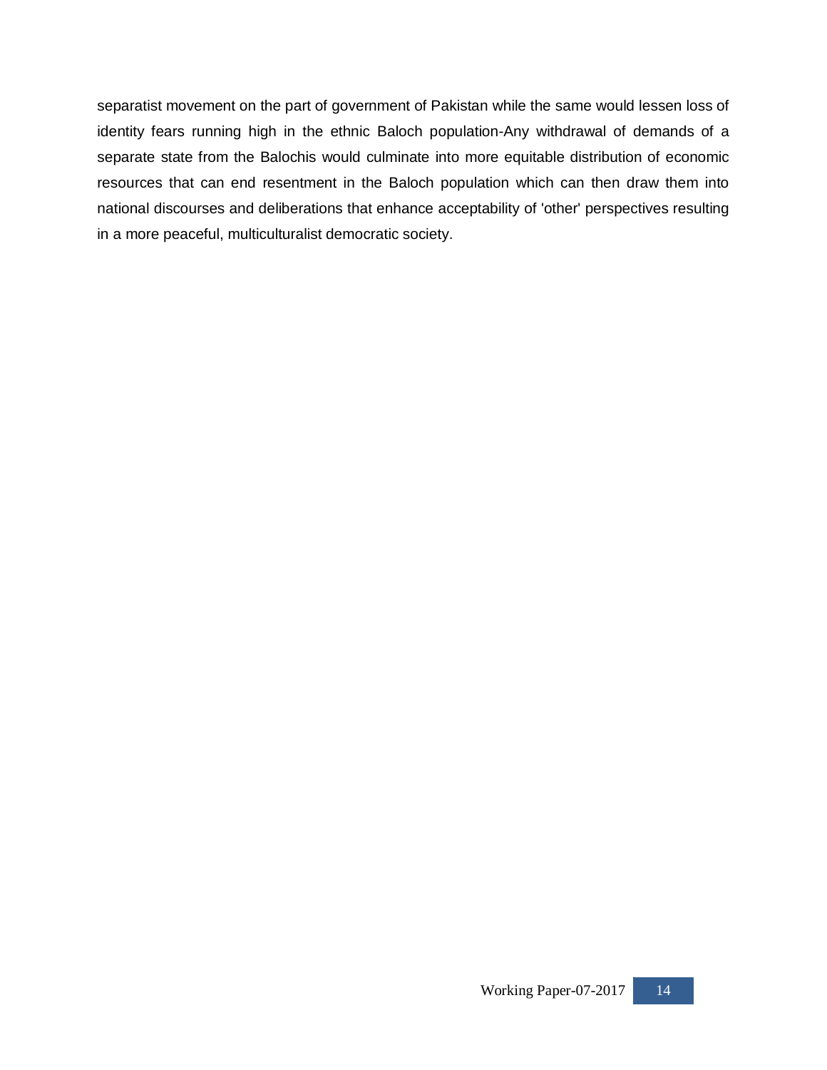separatist movement on the part of government of Pakistan while the same would lessen loss of identity fears running high in the ethnic Baloch population-Any withdrawal of demands of a separate state from the Balochis would culminate into more equitable distribution of economic resources that can end resentment in the Baloch population which can then draw them into national discourses and deliberations that enhance acceptability of 'other' perspectives resulting in a more peaceful, multiculturalist democratic society.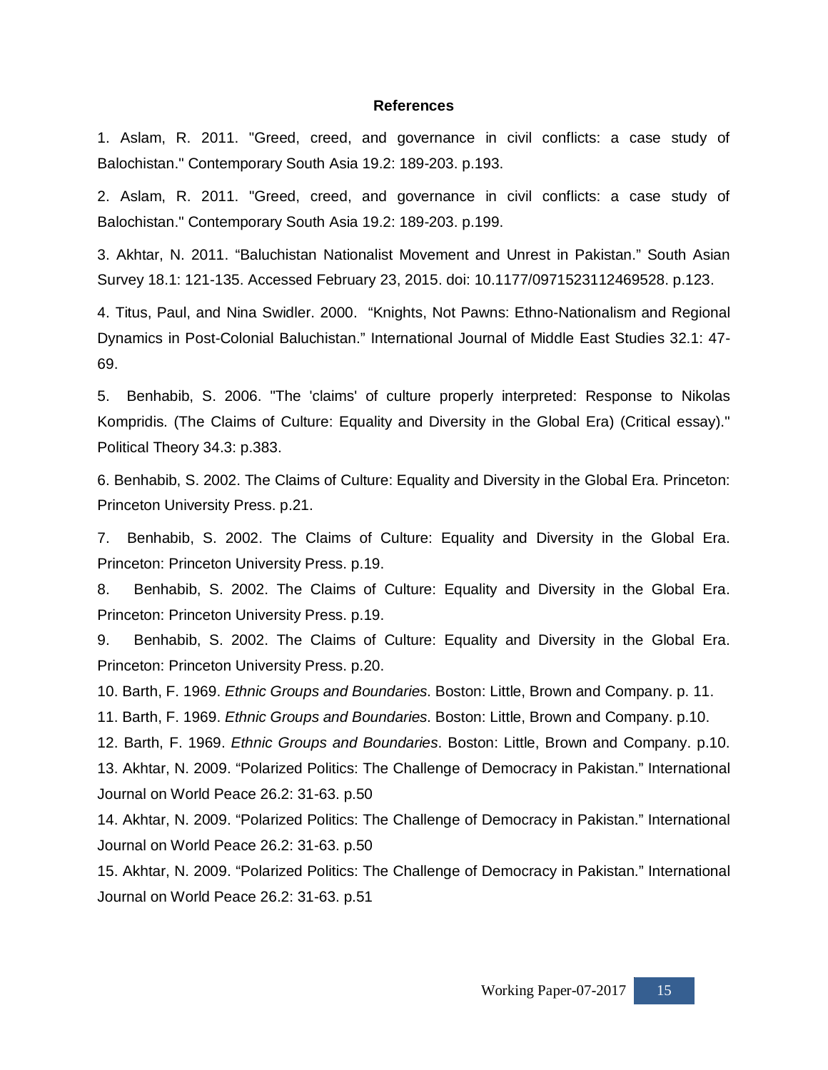## References

1. Aslam, R. 2011. "Greed, creed, and governance in civil conflicts: a case study of Balochistan." Contemporary South Asia 19.2: 189-203. p.193.

2. Aslam, R. 2011. "Greed, creed, and governance in civil conflicts: a case study of Balochistan." Contemporary South Asia 19.2: 189-203. p.199.

3. Akhtar, N. 2011. "Baluchistan Nationalist Movement and Unrest in Pakistan." South Asian Survey 18.1: 121-135. Accessed February 23, 2015. doi: 10.1177/0971523112469528. p.123.

4. Titus, Paul, and Nina Swidler. 2000. "Knights, Not Pawns: Ethno-Nationalism and Regional Dynamics in Post-Colonial Baluchistan." International Journal of Middle East Studies 32.1: 47-69.

5. Benhabib, S. 2006. "The 'claims' of culture properly interpreted: Response to Nikolas Kompridis. (The Claims of Culture: Equality and Diversity in the Global Era) (Critical essay)." Political Theory 34.3: p.383.

6. Benhabib, S. 2002. The Claims of Culture: Equality and Diversity in the Global Era. Princeton: Princeton University Press. p.21.

7. Benhabib, S. 2002. The Claims of Culture: Equality and Diversity in the Global Era. Princeton: Princeton University Press. p.19.

8. Benhabib, S. 2002. The Claims of Culture: Equality and Diversity in the Global Era. Princeton: Princeton University Press. p.19.

9. Benhabib, S. 2002. The Claims of Culture: Equality and Diversity in the Global Era. Princeton: Princeton University Press. p.20.

10. Barth, F. 1969. *Ethnic Groups and Boundaries*. Boston: Little, Brown and Company. p. 11.

11. Barth, F. 1969. *Ethnic Groups and Boundaries*. Boston: Little, Brown and Company. p.10.

12. Barth, F. 1969. *Ethnic Groups and Boundaries*. Boston: Little, Brown and Company. p.10.

13. Akhtar, N. 2009. "Polarized Politics: The Challenge of Democracy in Pakistan." International Journal on World Peace 26.2: 31-63. p.50

14. Akhtar, N. 2009. "Polarized Politics: The Challenge of Democracy in Pakistan." International Journal on World Peace 26.2: 31-63. p.50

15. Akhtar, N. 2009. "Polarized Politics: The Challenge of Democracy in Pakistan." International Journal on World Peace 26.2: 31-63. p.51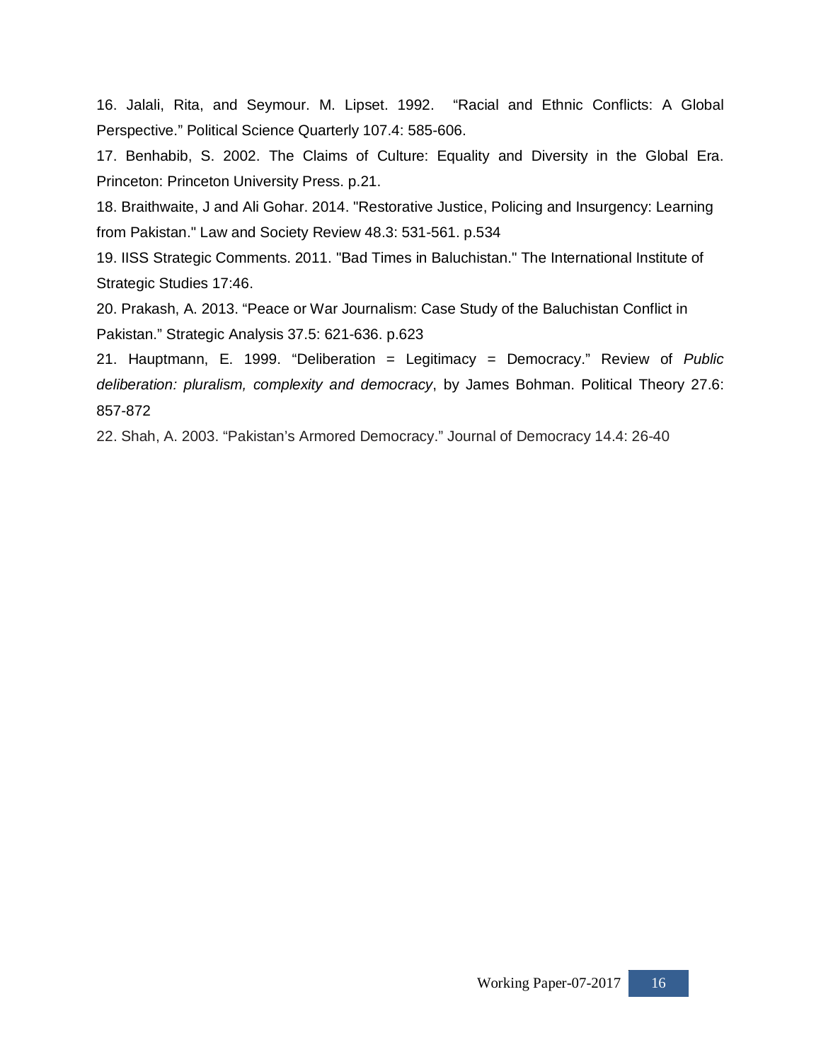16. Jalali, Rita, and Seymour. M. Lipset. 1992. "Racial and Ethnic Conflicts: A Global Perspective." Political Science Quarterly 107.4: 585-606.

17. Benhabib, S. 2002. The Claims of Culture: Equality and Diversity in the Global Era. Princeton: Princeton University Press. p.21.

18. Braithwaite, J and Ali Gohar. 2014. "Restorative Justice, Policing and Insurgency: Learning from Pakistan." Law and Society Review 48.3: 531-561. p.534

19. IISS Strategic Comments. 2011. "Bad Times in Baluchistan." The International Institute of Strategic Studies 17:46.

20. Prakash, A. 2013. "Peace or War Journalism: Case Study of the Baluchistan Conflict in Pakistan." Strategic Analysis 37.5: 621-636. p.623

21. Hauptmann, E. 1999. "Deliberation = Legitimacy = Democracy." Review of *Public deliberation: pluralism, complexity and democracy*, by James Bohman. Political Theory 27.6: 857-872

22. Shah, A. 2003. "Pakistan's Armored Democracy." Journal of Democracy 14.4: 26-40